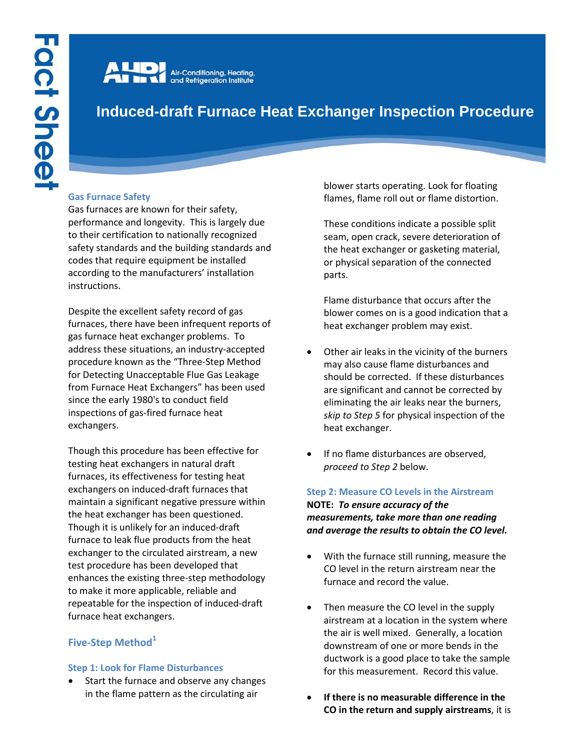# Induced-draft Furnace Heat Exchanger Inspection Procedure

## Gas Furnace Safety

Gas furnaces are known for their safety, performance and longevity. This is largely due to their certification to nationally recognized safety standards and the building standards and codes that require equipment be installed according to the manufacturers' installation instructions.

Despite the excellent safety record of gas furnaces, there have been infrequent reports of gas furnace heat exchanger problems. To address these situations, an industry-accepted procedure known as the "Three-Step Method for Detecting Unacceptable Flue Gas Leakage from Furnace Heat Exchangers" has been used since the early 1980's to conduct field inspections of gas-fired furnace heat exchangers.

Though this procedure has been effective for testing heat exchangers in natural draft furnaces, its effectiveness for testing heat exchangers on induced-draft furnaces that maintain a significant negative pressure within the heat exchanger has been questioned. Though it is unlikely for an induced-draft furnace to leak flue products from the heat exchanger to the circulated airstream, a new test procedure has been developed that enhances the existing three-step methodology to make it more applicable, reliable and repeatable for the inspection of induced-draft furnace heat exchangers.

## Five-Step Method[1]

### Step 1: Look for Flame Disturbances

- Start the furnace and observe any changes in the flame pattern as the circulating air blower starts operating. Look for floating flames, flame roll out or flame distortion.

  These conditions indicate a possible split seam, open crack, severe deterioration of the heat exchanger or gasketing material, or physical separation of the connected parts.

  Flame disturbance that occurs after the blower comes on is a good indication that a heat exchanger problem may exist.

- Other air leaks in the vicinity of the burners may also cause flame disturbances and should be corrected. If these disturbances are significant and cannot be corrected by eliminating the air leaks near the burners, *skip to Step 5* for physical inspection of the heat exchanger.

- If no flame disturbances are observed, *proceed to Step 2* below.

### Step 2: Measure CO Levels in the Airstream

**NOTE:** ***To ensure accuracy of the measurements, take more than one reading and average the results to obtain the CO level.***

- With the furnace still running, measure the CO level in the return airstream near the furnace and record the value.

- Then measure the CO level in the supply airstream at a location in the system where the air is well mixed. Generally, a location downstream of one or more bends in the ductwork is a good place to take the sample for this measurement. Record this value.

- **If there is no measurable difference in the CO in the return and supply airstreams**, it is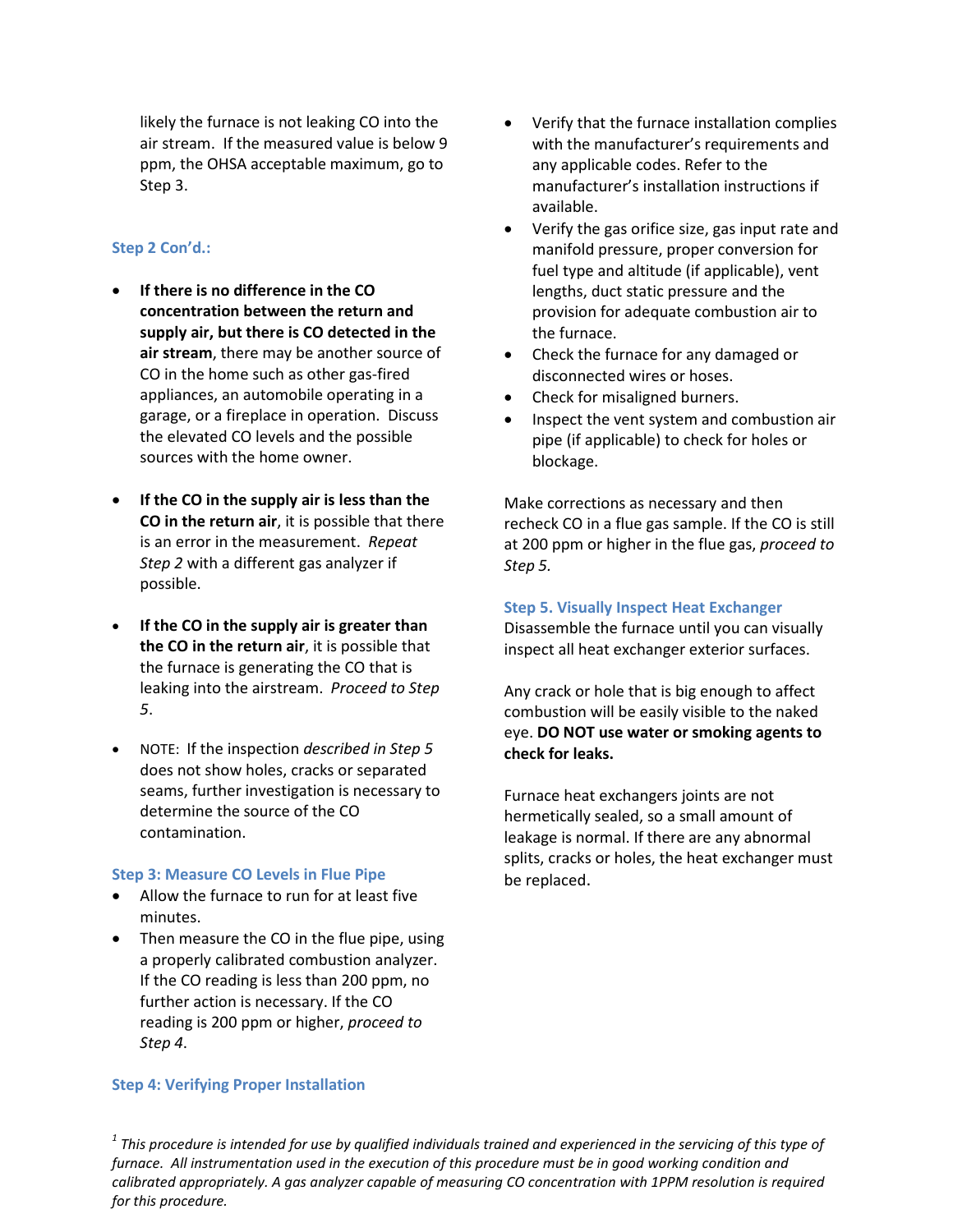likely the furnace is not leaking CO into the air stream. If the measured value is below 9 ppm, the OHSA acceptable maximum, go to Step 3.

### Step 2 Con'd.:

- **If there is no difference in the CO concentration between the return and supply air, but there is CO detected in the air stream**, there may be another source of CO in the home such as other gas-fired appliances, an automobile operating in a garage, or a fireplace in operation. Discuss the elevated CO levels and the possible sources with the home owner.

- **If the CO in the supply air is less than the CO in the return air**, it is possible that there is an error in the measurement. *Repeat Step 2* with a different gas analyzer if possible.

- **If the CO in the supply air is greater than the CO in the return air**, it is possible that the furnace is generating the CO that is leaking into the airstream. *Proceed to Step 5*.

- NOTE: If the inspection *described in Step 5* does not show holes, cracks or separated seams, further investigation is necessary to determine the source of the CO contamination.

### Step 3: Measure CO Levels in Flue Pipe

- Allow the furnace to run for at least five minutes.
- Then measure the CO in the flue pipe, using a properly calibrated combustion analyzer. If the CO reading is less than 200 ppm, no further action is necessary. If the CO reading is 200 ppm or higher, *proceed to Step 4*.

### Step 4: Verifying Proper Installation

- Verify that the furnace installation complies with the manufacturer's requirements and any applicable codes. Refer to the manufacturer's installation instructions if available.
- Verify the gas orifice size, gas input rate and manifold pressure, proper conversion for fuel type and altitude (if applicable), vent lengths, duct static pressure and the provision for adequate combustion air to the furnace.
- Check the furnace for any damaged or disconnected wires or hoses.
- Check for misaligned burners.
- Inspect the vent system and combustion air pipe (if applicable) to check for holes or blockage.

Make corrections as necessary and then recheck CO in a flue gas sample. If the CO is still at 200 ppm or higher in the flue gas, *proceed to Step 5.*

### Step 5. Visually Inspect Heat Exchanger

Disassemble the furnace until you can visually inspect all heat exchanger exterior surfaces.

Any crack or hole that is big enough to affect combustion will be easily visible to the naked eye. **DO NOT use water or smoking agents to check for leaks.**

Furnace heat exchangers joints are not hermetically sealed, so a small amount of leakage is normal. If there are any abnormal splits, cracks or holes, the heat exchanger must be replaced.

---

[1] *This procedure is intended for use by qualified individuals trained and experienced in the servicing of this type of furnace. All instrumentation used in the execution of this procedure must be in good working condition and calibrated appropriately. A gas analyzer capable of measuring CO concentration with 1PPM resolution is required for this procedure.*